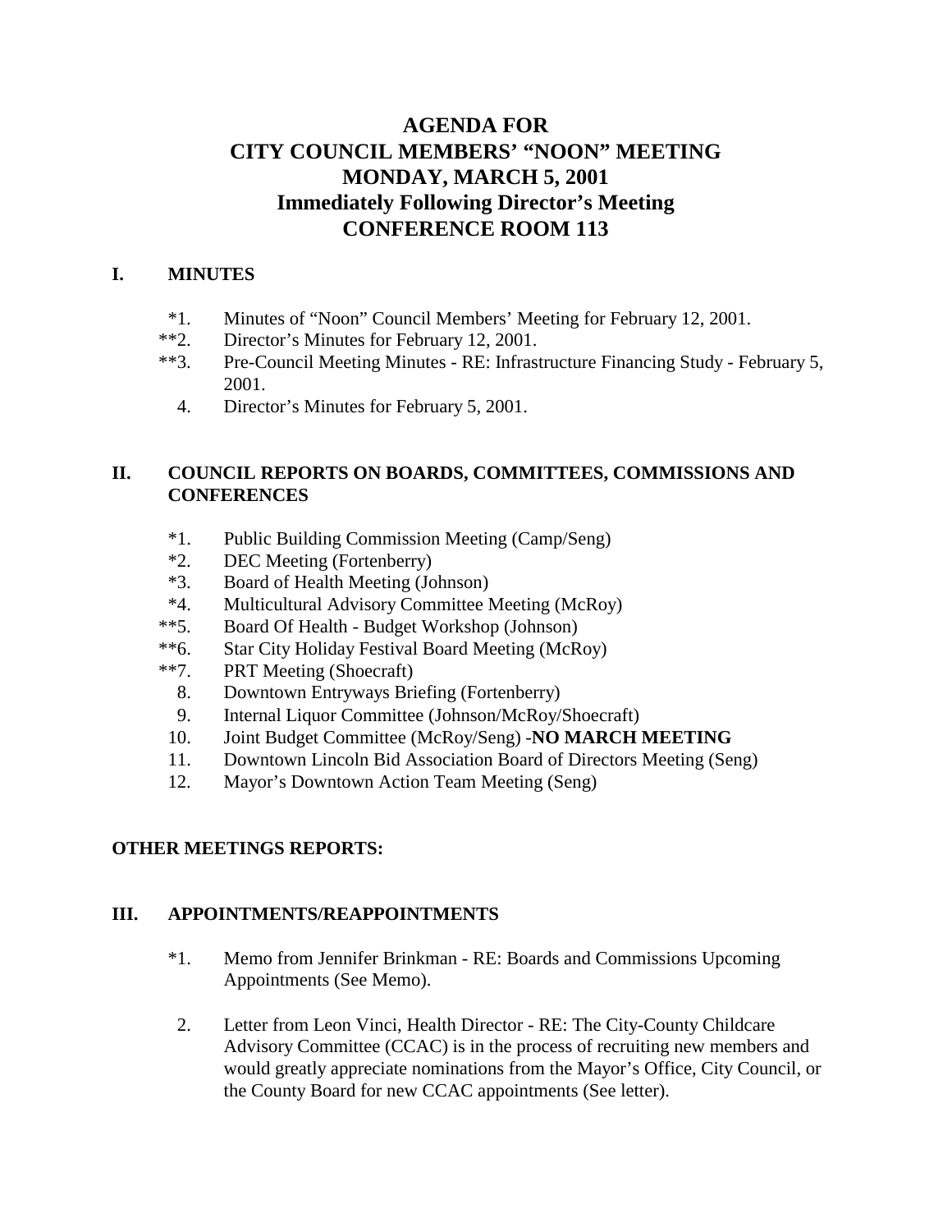# AGENDA FOR
# CITY COUNCIL MEMBERS' "NOON" MEETING
# MONDAY, MARCH 5, 2001
# Immediately Following Director's Meeting
# CONFERENCE ROOM 113

## I. MINUTES

*1. Minutes of "Noon" Council Members' Meeting for February 12, 2001.
**2. Director's Minutes for February 12, 2001.
**3. Pre-Council Meeting Minutes - RE: Infrastructure Financing Study - February 5, 2001.
4. Director's Minutes for February 5, 2001.

## II. COUNCIL REPORTS ON BOARDS, COMMITTEES, COMMISSIONS AND CONFERENCES

*1. Public Building Commission Meeting (Camp/Seng)
*2. DEC Meeting (Fortenberry)
*3. Board of Health Meeting (Johnson)
*4. Multicultural Advisory Committee Meeting (McRoy)
**5. Board Of Health - Budget Workshop (Johnson)
**6. Star City Holiday Festival Board Meeting (McRoy)
**7. PRT Meeting (Shoecraft)
8. Downtown Entryways Briefing (Fortenberry)
9. Internal Liquor Committee (Johnson/McRoy/Shoecraft)
10. Joint Budget Committee (McRoy/Seng) -**NO MARCH MEETING**
11. Downtown Lincoln Bid Association Board of Directors Meeting (Seng)
12. Mayor's Downtown Action Team Meeting (Seng)

**OTHER MEETINGS REPORTS:**

## III. APPOINTMENTS/REAPPOINTMENTS

*1. Memo from Jennifer Brinkman - RE: Boards and Commissions Upcoming Appointments (See Memo).

2. Letter from Leon Vinci, Health Director - RE: The City-County Childcare Advisory Committee (CCAC) is in the process of recruiting new members and would greatly appreciate nominations from the Mayor's Office, City Council, or the County Board for new CCAC appointments (See letter).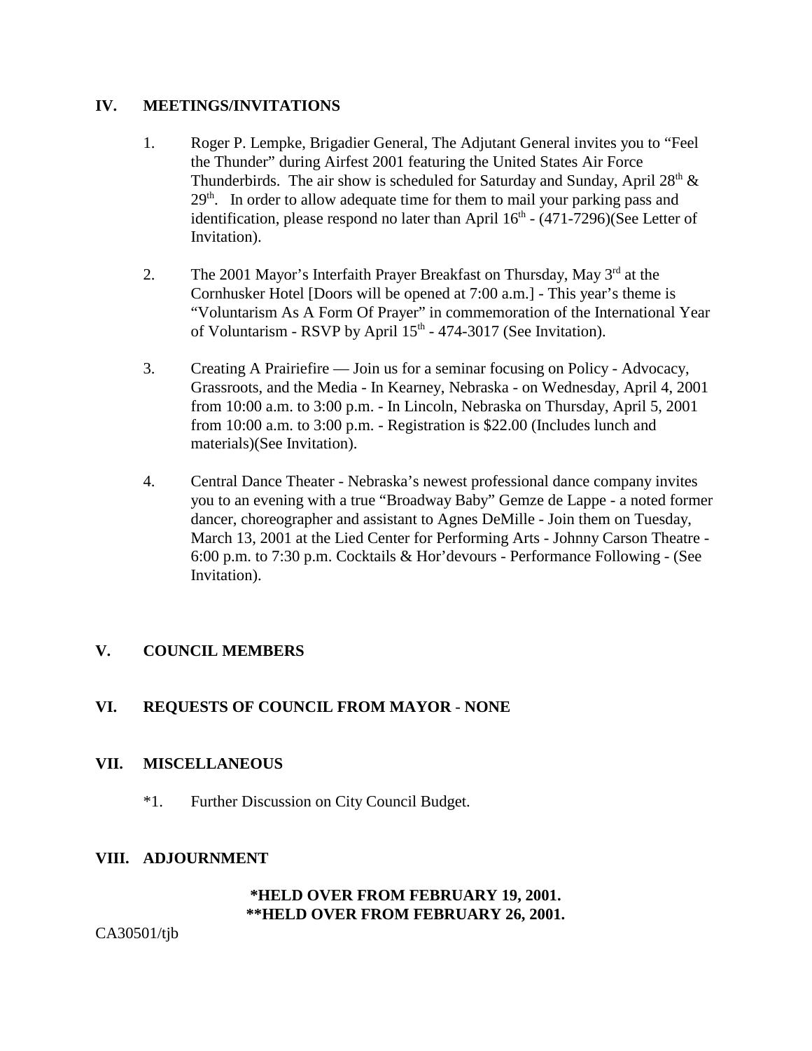## IV. MEETINGS/INVITATIONS

1. Roger P. Lempke, Brigadier General, The Adjutant General invites you to "Feel the Thunder" during Airfest 2001 featuring the United States Air Force Thunderbirds. The air show is scheduled for Saturday and Sunday, April 28th & 29th. In order to allow adequate time for them to mail your parking pass and identification, please respond no later than April 16th - (471-7296)(See Letter of Invitation).

2. The 2001 Mayor's Interfaith Prayer Breakfast on Thursday, May 3rd at the Cornhusker Hotel [Doors will be opened at 7:00 a.m.] - This year's theme is "Voluntarism As A Form Of Prayer" in commemoration of the International Year of Voluntarism - RSVP by April 15th - 474-3017 (See Invitation).

3. Creating A Prairiefire — Join us for a seminar focusing on Policy - Advocacy, Grassroots, and the Media - In Kearney, Nebraska - on Wednesday, April 4, 2001 from 10:00 a.m. to 3:00 p.m. - In Lincoln, Nebraska on Thursday, April 5, 2001 from 10:00 a.m. to 3:00 p.m. - Registration is $22.00 (Includes lunch and materials)(See Invitation).

4. Central Dance Theater - Nebraska's newest professional dance company invites you to an evening with a true "Broadway Baby" Gemze de Lappe - a noted former dancer, choreographer and assistant to Agnes DeMille - Join them on Tuesday, March 13, 2001 at the Lied Center for Performing Arts - Johnny Carson Theatre - 6:00 p.m. to 7:30 p.m. Cocktails & Hor'devours - Performance Following - (See Invitation).

## V. COUNCIL MEMBERS

## VI. REQUESTS OF COUNCIL FROM MAYOR - NONE

## VII. MISCELLANEOUS

*1. Further Discussion on City Council Budget.

## VIII. ADJOURNMENT

**\*HELD OVER FROM FEBRUARY 19, 2001.**
**\*\*HELD OVER FROM FEBRUARY 26, 2001.**

CA30501/tjb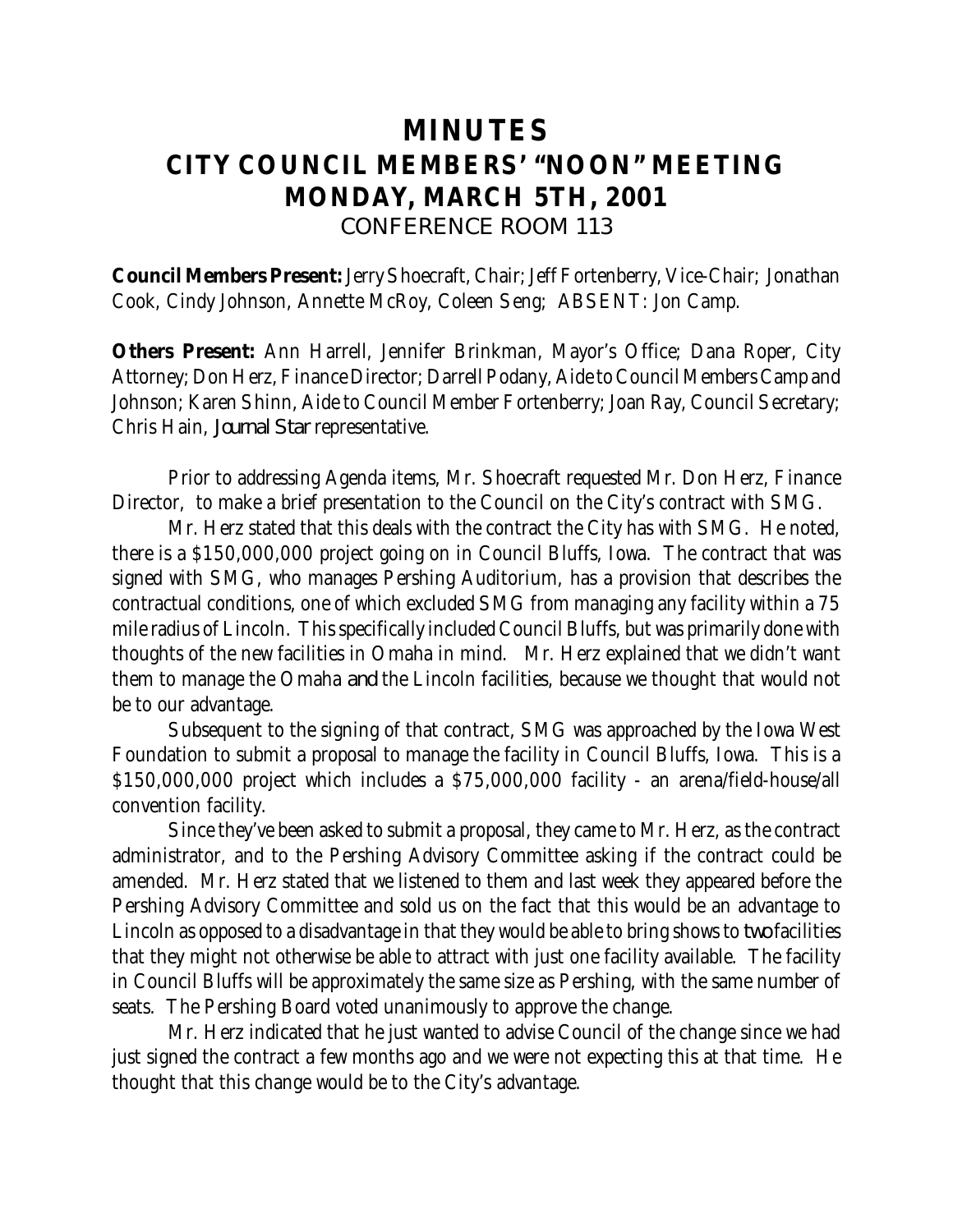# MINUTES
# CITY COUNCIL MEMBERS' "NOON" MEETING
# MONDAY, MARCH 5TH, 2001
CONFERENCE ROOM 113

**Council Members Present:** Jerry Shoecraft, Chair; Jeff Fortenberry, Vice-Chair; Jonathan Cook, Cindy Johnson, Annette McRoy, Coleen Seng; ABSENT: Jon Camp.

**Others Present:** Ann Harrell, Jennifer Brinkman, Mayor's Office; Dana Roper, City Attorney; Don Herz, Finance Director; Darrell Podany, Aide to Council Members Camp and Johnson; Karen Shinn, Aide to Council Member Fortenberry; Joan Ray, Council Secretary; Chris Hain, *Journal Star* representative.

Prior to addressing Agenda items, Mr. Shoecraft requested Mr. Don Herz, Finance Director, to make a brief presentation to the Council on the City's contract with SMG.

Mr. Herz stated that this deals with the contract the City has with SMG. He noted, there is a $150,000,000 project going on in Council Bluffs, Iowa. The contract that was signed with SMG, who manages Pershing Auditorium, has a provision that describes the contractual conditions, one of which excluded SMG from managing any facility within a 75 mile radius of Lincoln. This specifically included Council Bluffs, but was primarily done with thoughts of the new facilities in Omaha in mind. Mr. Herz explained that we didn't want them to manage the Omaha *and* the Lincoln facilities, because we thought that would not be to our advantage.

Subsequent to the signing of that contract, SMG was approached by the Iowa West Foundation to submit a proposal to manage the facility in Council Bluffs, Iowa. This is a $150,000,000 project which includes a $75,000,000 facility - an arena/field-house/all convention facility.

Since they've been asked to submit a proposal, they came to Mr. Herz, as the contract administrator, and to the Pershing Advisory Committee asking if the contract could be amended. Mr. Herz stated that we listened to them and last week they appeared before the Pershing Advisory Committee and sold us on the fact that this would be an advantage to Lincoln as opposed to a disadvantage in that they would be able to bring shows to *two* facilities that they might not otherwise be able to attract with just one facility available. The facility in Council Bluffs will be approximately the same size as Pershing, with the same number of seats. The Pershing Board voted unanimously to approve the change.

Mr. Herz indicated that he just wanted to advise Council of the change since we had just signed the contract a few months ago and we were not expecting this at that time. He thought that this change would be to the City's advantage.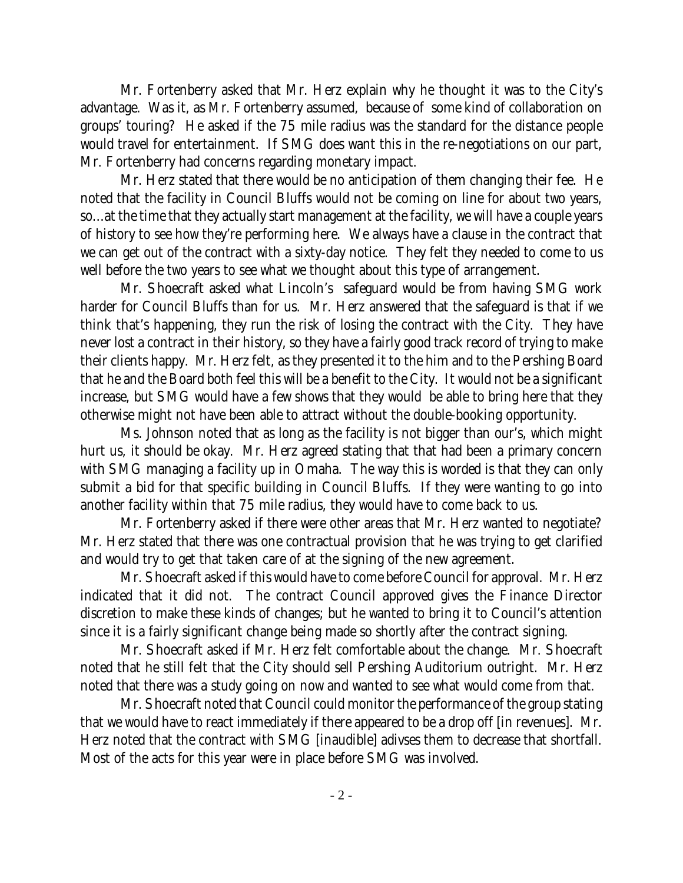Mr. Fortenberry asked that Mr. Herz explain why he thought it was to the City's advantage. Was it, as Mr. Fortenberry assumed, because of some kind of collaboration on groups' touring? He asked if the 75 mile radius was the standard for the distance people would travel for entertainment. If SMG does want this in the re-negotiations on our part, Mr. Fortenberry had concerns regarding monetary impact.

Mr. Herz stated that there would be no anticipation of them changing their fee. He noted that the facility in Council Bluffs would not be coming on line for about two years, so...at the time that they actually start management at the facility, we will have a couple years of history to see how they're performing here. We always have a clause in the contract that we can get out of the contract with a sixty-day notice. They felt they needed to come to us well before the two years to see what we thought about this type of arrangement.

Mr. Shoecraft asked what Lincoln's safeguard would be from having SMG work harder for Council Bluffs than for us. Mr. Herz answered that the safeguard is that if we think that's happening, they run the risk of losing the contract with the City. They have never lost a contract in their history, so they have a fairly good track record of trying to make their clients happy. Mr. Herz felt, as they presented it to the him and to the Pershing Board that he and the Board both feel this will be a benefit to the City. It would not be a significant increase, but SMG would have a few shows that they would be able to bring here that they otherwise might not have been able to attract without the double-booking opportunity.

Ms. Johnson noted that as long as the facility is not bigger than our's, which might hurt us, it should be okay. Mr. Herz agreed stating that that had been a primary concern with SMG managing a facility up in Omaha. The way this is worded is that they can only submit a bid for that specific building in Council Bluffs. If they were wanting to go into another facility within that 75 mile radius, they would have to come back to us.

Mr. Fortenberry asked if there were other areas that Mr. Herz wanted to negotiate? Mr. Herz stated that there was one contractual provision that he was trying to get clarified and would try to get that taken care of at the signing of the new agreement.

Mr. Shoecraft asked if this would have to come before Council for approval. Mr. Herz indicated that it did not. The contract Council approved gives the Finance Director discretion to make these kinds of changes; but he wanted to bring it to Council's attention since it is a fairly significant change being made so shortly after the contract signing.

Mr. Shoecraft asked if Mr. Herz felt comfortable about the change. Mr. Shoecraft noted that he still felt that the City should sell Pershing Auditorium outright. Mr. Herz noted that there was a study going on now and wanted to see what would come from that.

Mr. Shoecraft noted that Council could monitor the performance of the group stating that we would have to react immediately if there appeared to be a drop off [in revenues]. Mr. Herz noted that the contract with SMG [inaudible] adivses them to decrease that shortfall. Most of the acts for this year were in place before SMG was involved.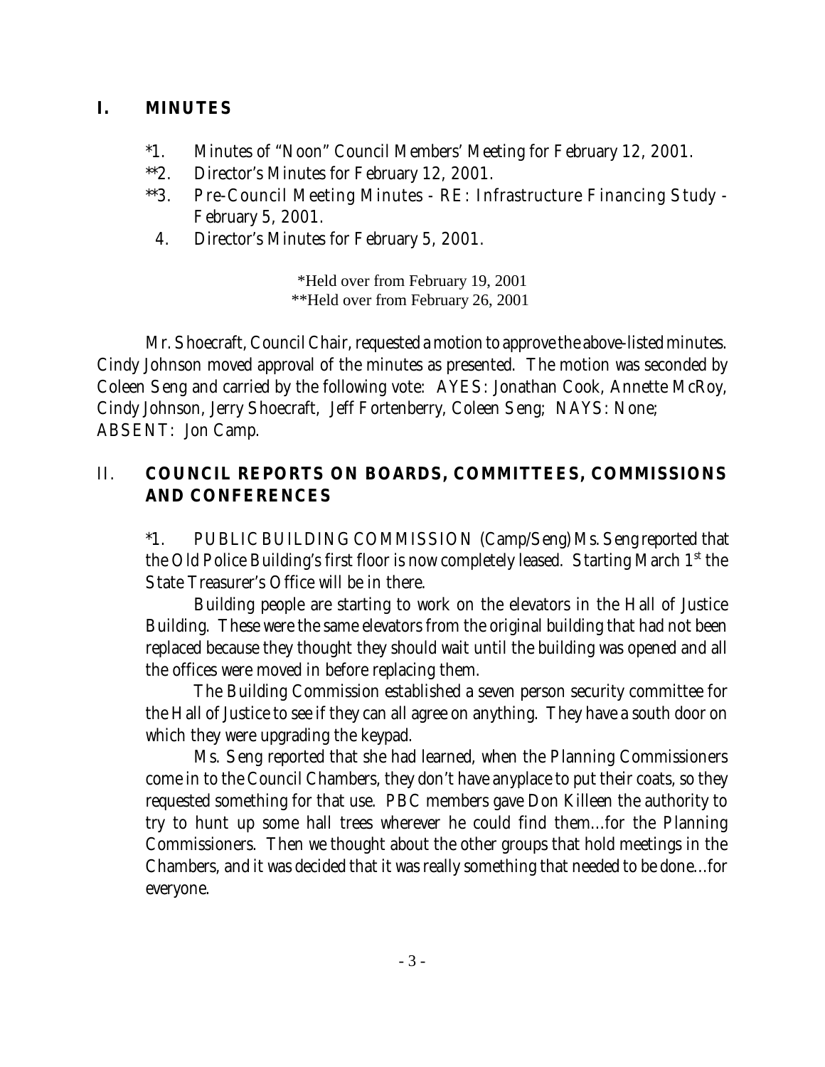## I. MINUTES

*1. Minutes of "Noon" Council Members' Meeting for February 12, 2001.

**2. Director's Minutes for February 12, 2001.

**3. Pre-Council Meeting Minutes - RE: Infrastructure Financing Study - February 5, 2001.

4. Director's Minutes for February 5, 2001.

*Held over from February 19, 2001
**Held over from February 26, 2001

Mr. Shoecraft, Council Chair, requested a motion to approve the above-listed minutes. Cindy Johnson moved approval of the minutes as presented. The motion was seconded by Coleen Seng and carried by the following vote: AYES: Jonathan Cook, Annette McRoy, Cindy Johnson, Jerry Shoecraft, Jeff Fortenberry, Coleen Seng; NAYS: None; ABSENT: Jon Camp.

## II. COUNCIL REPORTS ON BOARDS, COMMITTEES, COMMISSIONS AND CONFERENCES

*1. PUBLIC BUILDING COMMISSION (Camp/Seng) Ms. Seng reported that the Old Police Building's first floor is now completely leased. Starting March 1st the State Treasurer's Office will be in there.

Building people are starting to work on the elevators in the Hall of Justice Building. These were the same elevators from the original building that had not been replaced because they thought they should wait until the building was opened and all the offices were moved in before replacing them.

The Building Commission established a seven person security committee for the Hall of Justice to see if they can all agree on anything. They have a south door on which they were upgrading the keypad.

Ms. Seng reported that she had learned, when the Planning Commissioners come in to the Council Chambers, they don't have anyplace to put their coats, so they requested something for that use. PBC members gave Don Killeen the authority to try to hunt up some hall trees wherever he could find them…for the Planning Commissioners. Then we thought about the other groups that hold meetings in the Chambers, and it was decided that it was really something that needed to be done…for everyone.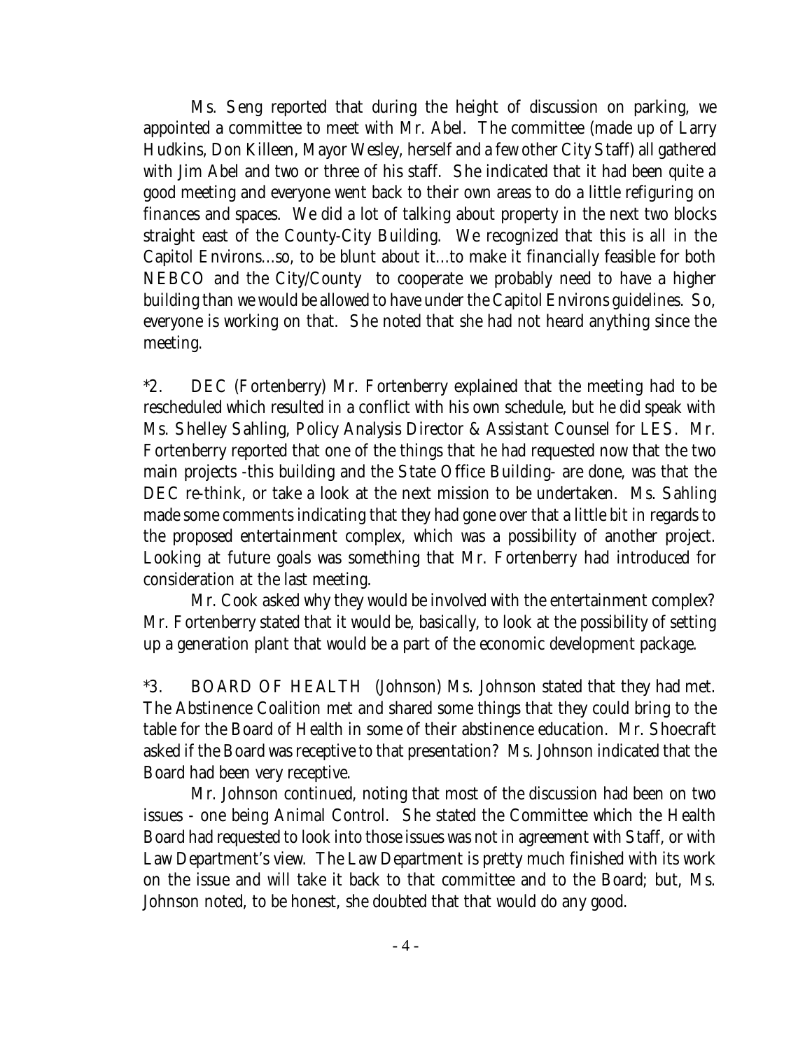Ms. Seng reported that during the height of discussion on parking, we appointed a committee to meet with Mr. Abel. The committee (made up of Larry Hudkins, Don Killeen, Mayor Wesley, herself and a few other City Staff) all gathered with Jim Abel and two or three of his staff. She indicated that it had been quite a good meeting and everyone went back to their own areas to do a little refiguring on finances and spaces. We did a lot of talking about property in the next two blocks straight east of the County-City Building. We recognized that this is all in the Capitol Environs...so, to be blunt about it...to make it financially feasible for both NEBCO and the City/County to cooperate we probably need to have a higher building than we would be allowed to have under the Capitol Environs guidelines. So, everyone is working on that. She noted that she had not heard anything since the meeting.

*2. DEC (Fortenberry) Mr. Fortenberry explained that the meeting had to be rescheduled which resulted in a conflict with his own schedule, but he did speak with Ms. Shelley Sahling, Policy Analysis Director & Assistant Counsel for LES. Mr. Fortenberry reported that one of the things that he had requested now that the two main projects -this building and the State Office Building- are done, was that the DEC re-think, or take a look at the next mission to be undertaken. Ms. Sahling made some comments indicating that they had gone over that a little bit in regards to the proposed entertainment complex, which was a possibility of another project. Looking at future goals was something that Mr. Fortenberry had introduced for consideration at the last meeting.

Mr. Cook asked why they would be involved with the entertainment complex? Mr. Fortenberry stated that it would be, basically, to look at the possibility of setting up a generation plant that would be a part of the economic development package.

*3. BOARD OF HEALTH (Johnson) Ms. Johnson stated that they had met. The Abstinence Coalition met and shared some things that they could bring to the table for the Board of Health in some of their abstinence education. Mr. Shoecraft asked if the Board was receptive to that presentation? Ms. Johnson indicated that the Board had been very receptive.

Mr. Johnson continued, noting that most of the discussion had been on two issues - one being Animal Control. She stated the Committee which the Health Board had requested to look into those issues was not in agreement with Staff, or with Law Department's view. The Law Department is pretty much finished with its work on the issue and will take it back to that committee and to the Board; but, Ms. Johnson noted, to be honest, she doubted that that would do any good.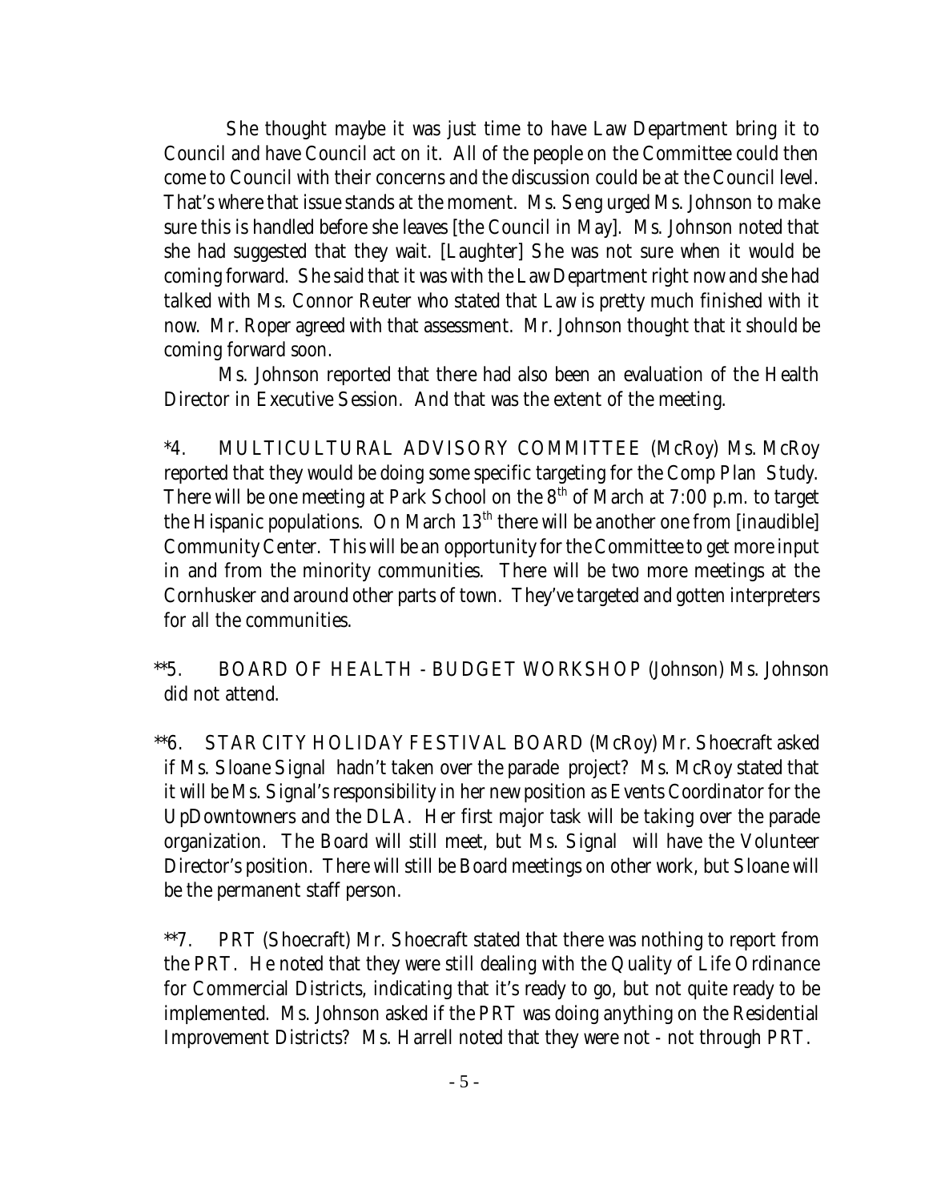She thought maybe it was just time to have Law Department bring it to Council and have Council act on it. All of the people on the Committee could then come to Council with their concerns and the discussion could be at the Council level. That's where that issue stands at the moment. Ms. Seng urged Ms. Johnson to make sure this is handled before she leaves [the Council in May]. Ms. Johnson noted that she had suggested that they wait. [Laughter] She was not sure when it would be coming forward. She said that it was with the Law Department right now and she had talked with Ms. Connor Reuter who stated that Law is pretty much finished with it now. Mr. Roper agreed with that assessment. Mr. Johnson thought that it should be coming forward soon.

Ms. Johnson reported that there had also been an evaluation of the Health Director in Executive Session. And that was the extent of the meeting.

*4. MULTICULTURAL ADVISORY COMMITTEE (McRoy) Ms. McRoy reported that they would be doing some specific targeting for the Comp Plan Study. There will be one meeting at Park School on the 8th of March at 7:00 p.m. to target the Hispanic populations. On March 13th there will be another one from [inaudible] Community Center. This will be an opportunity for the Committee to get more input in and from the minority communities. There will be two more meetings at the Cornhusker and around other parts of town. They've targeted and gotten interpreters for all the communities.

**5. BOARD OF HEALTH - BUDGET WORKSHOP (Johnson) Ms. Johnson did not attend.

**6. STAR CITY HOLIDAY FESTIVAL BOARD (McRoy) Mr. Shoecraft asked if Ms. Sloane Signal hadn't taken over the parade project? Ms. McRoy stated that it will be Ms. Signal's responsibility in her new position as Events Coordinator for the UpDowntowners and the DLA. Her first major task will be taking over the parade organization. The Board will still meet, but Ms. Signal will have the Volunteer Director's position. There will still be Board meetings on other work, but Sloane will be the permanent staff person.

**7. PRT (Shoecraft) Mr. Shoecraft stated that there was nothing to report from the PRT. He noted that they were still dealing with the Quality of Life Ordinance for Commercial Districts, indicating that it's ready to go, but not quite ready to be implemented. Ms. Johnson asked if the PRT was doing anything on the Residential Improvement Districts? Ms. Harrell noted that they were not - not through PRT.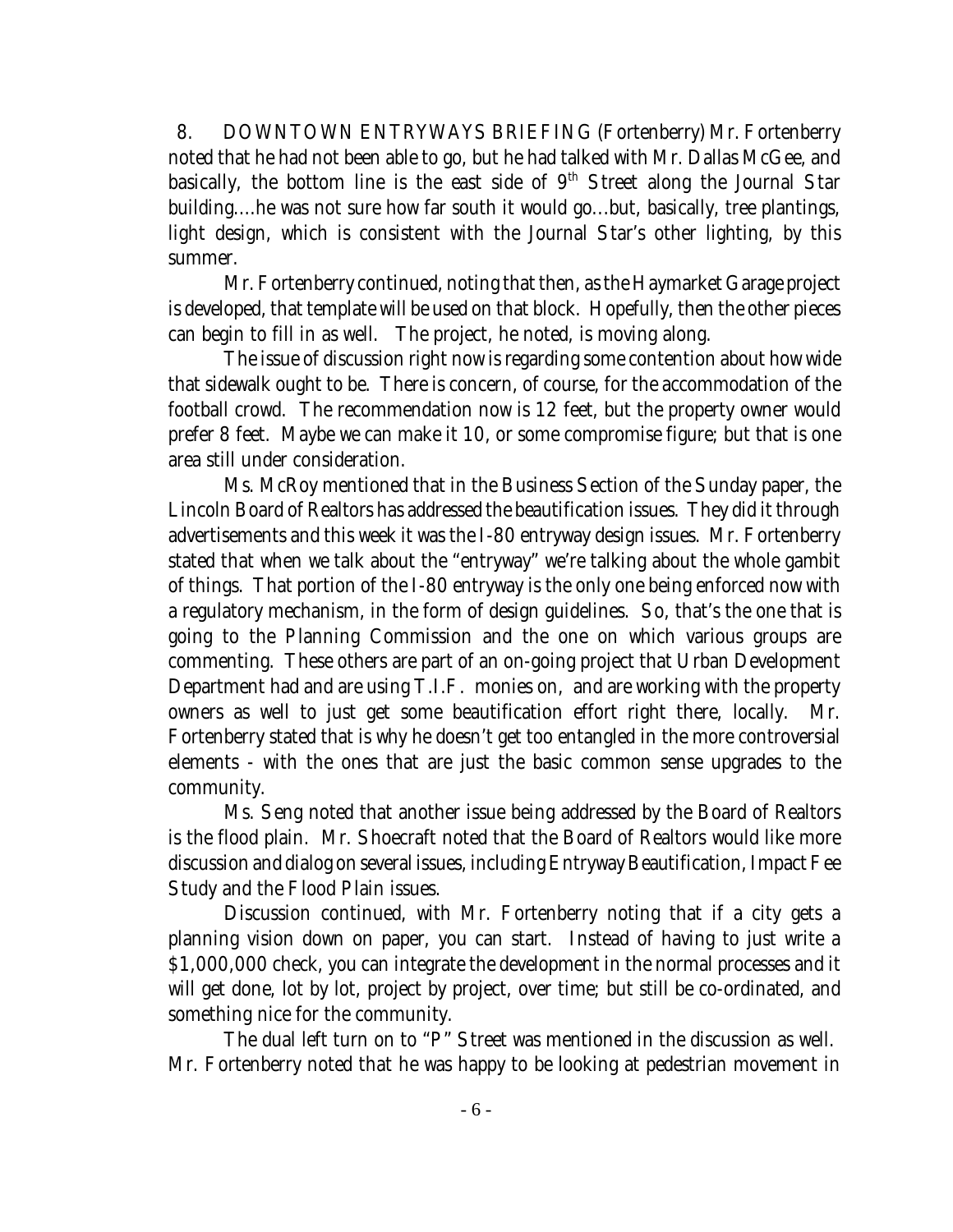8. DOWNTOWN ENTRYWAYS BRIEFING (Fortenberry) Mr. Fortenberry noted that he had not been able to go, but he had talked with Mr. Dallas McGee, and basically, the bottom line is the east side of 9th Street along the Journal Star building....he was not sure how far south it would go...but, basically, tree plantings, light design, which is consistent with the Journal Star's other lighting, by this summer.

Mr. Fortenberry continued, noting that then, as the Haymarket Garage project is developed, that template will be used on that block. Hopefully, then the other pieces can begin to fill in as well. The project, he noted, is moving along.

The issue of discussion right now is regarding some contention about how wide that sidewalk ought to be. There is concern, of course, for the accommodation of the football crowd. The recommendation now is 12 feet, but the property owner would prefer 8 feet. Maybe we can make it 10, or some compromise figure; but that is one area still under consideration.

Ms. McRoy mentioned that in the Business Section of the Sunday paper, the Lincoln Board of Realtors has addressed the beautification issues. They did it through advertisements and this week it was the I-80 entryway design issues. Mr. Fortenberry stated that when we talk about the "entryway" we're talking about the whole gambit of things. That portion of the I-80 entryway is the only one being enforced now with a regulatory mechanism, in the form of design guidelines. So, that's the one that is going to the Planning Commission and the one on which various groups are commenting. These others are part of an on-going project that Urban Development Department had and are using T.I.F. monies on, and are working with the property owners as well to just get some beautification effort right there, locally. Mr. Fortenberry stated that is why he doesn't get too entangled in the more controversial elements - with the ones that are just the basic common sense upgrades to the community.

Ms. Seng noted that another issue being addressed by the Board of Realtors is the flood plain. Mr. Shoecraft noted that the Board of Realtors would like more discussion and dialog on several issues, including Entryway Beautification, Impact Fee Study and the Flood Plain issues.

Discussion continued, with Mr. Fortenberry noting that if a city gets a planning vision down on paper, you can start. Instead of having to just write a $1,000,000 check, you can integrate the development in the normal processes and it will get done, lot by lot, project by project, over time; but still be co-ordinated, and something nice for the community.

The dual left turn on to "P" Street was mentioned in the discussion as well. Mr. Fortenberry noted that he was happy to be looking at pedestrian movement in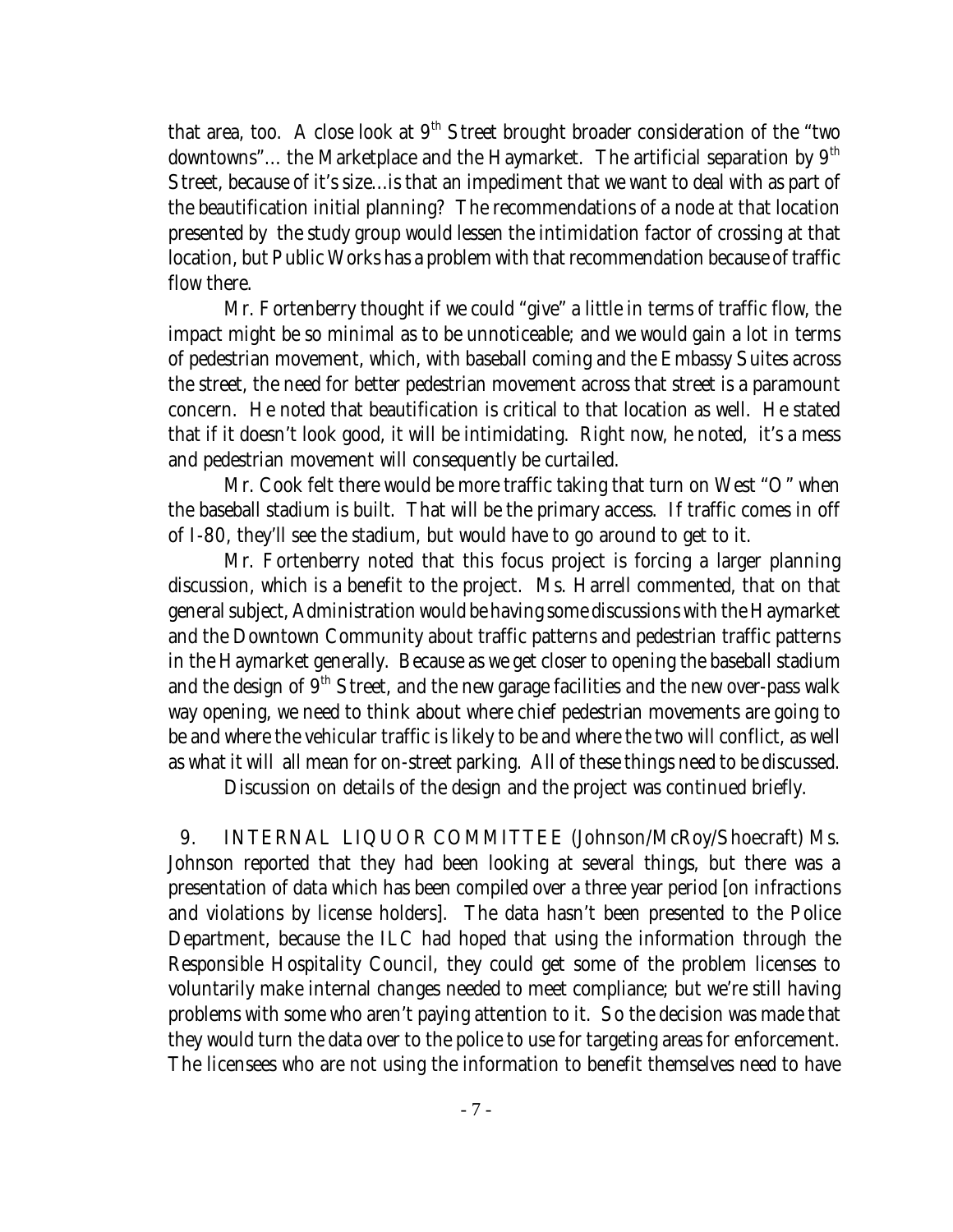that area, too. A close look at 9th Street brought broader consideration of the "two downtowns"... the Marketplace and the Haymarket. The artificial separation by 9th Street, because of it's size...is that an impediment that we want to deal with as part of the beautification initial planning? The recommendations of a node at that location presented by the study group would lessen the intimidation factor of crossing at that location, but Public Works has a problem with that recommendation because of traffic flow there.

Mr. Fortenberry thought if we could "give" a little in terms of traffic flow, the impact might be so minimal as to be unnoticeable; and we would gain a lot in terms of pedestrian movement, which, with baseball coming and the Embassy Suites across the street, the need for better pedestrian movement across that street is a paramount concern. He noted that beautification is critical to that location as well. He stated that if it doesn't look good, it will be intimidating. Right now, he noted, it's a mess and pedestrian movement will consequently be curtailed.

Mr. Cook felt there would be more traffic taking that turn on West "O" when the baseball stadium is built. That will be the primary access. If traffic comes in off of I-80, they'll see the stadium, but would have to go around to get to it.

Mr. Fortenberry noted that this focus project is forcing a larger planning discussion, which is a benefit to the project. Ms. Harrell commented, that on that general subject, Administration would be having some discussions with the Haymarket and the Downtown Community about traffic patterns and pedestrian traffic patterns in the Haymarket generally. Because as we get closer to opening the baseball stadium and the design of 9th Street, and the new garage facilities and the new over-pass walk way opening, we need to think about where chief pedestrian movements are going to be and where the vehicular traffic is likely to be and where the two will conflict, as well as what it will all mean for on-street parking. All of these things need to be discussed.

Discussion on details of the design and the project was continued briefly.

9. INTERNAL LIQUOR COMMITTEE (Johnson/McRoy/Shoecraft) Ms. Johnson reported that they had been looking at several things, but there was a presentation of data which has been compiled over a three year period [on infractions and violations by license holders]. The data hasn't been presented to the Police Department, because the ILC had hoped that using the information through the Responsible Hospitality Council, they could get some of the problem licenses to voluntarily make internal changes needed to meet compliance; but we're still having problems with some who aren't paying attention to it. So the decision was made that they would turn the data over to the police to use for targeting areas for enforcement. The licensees who are not using the information to benefit themselves need to have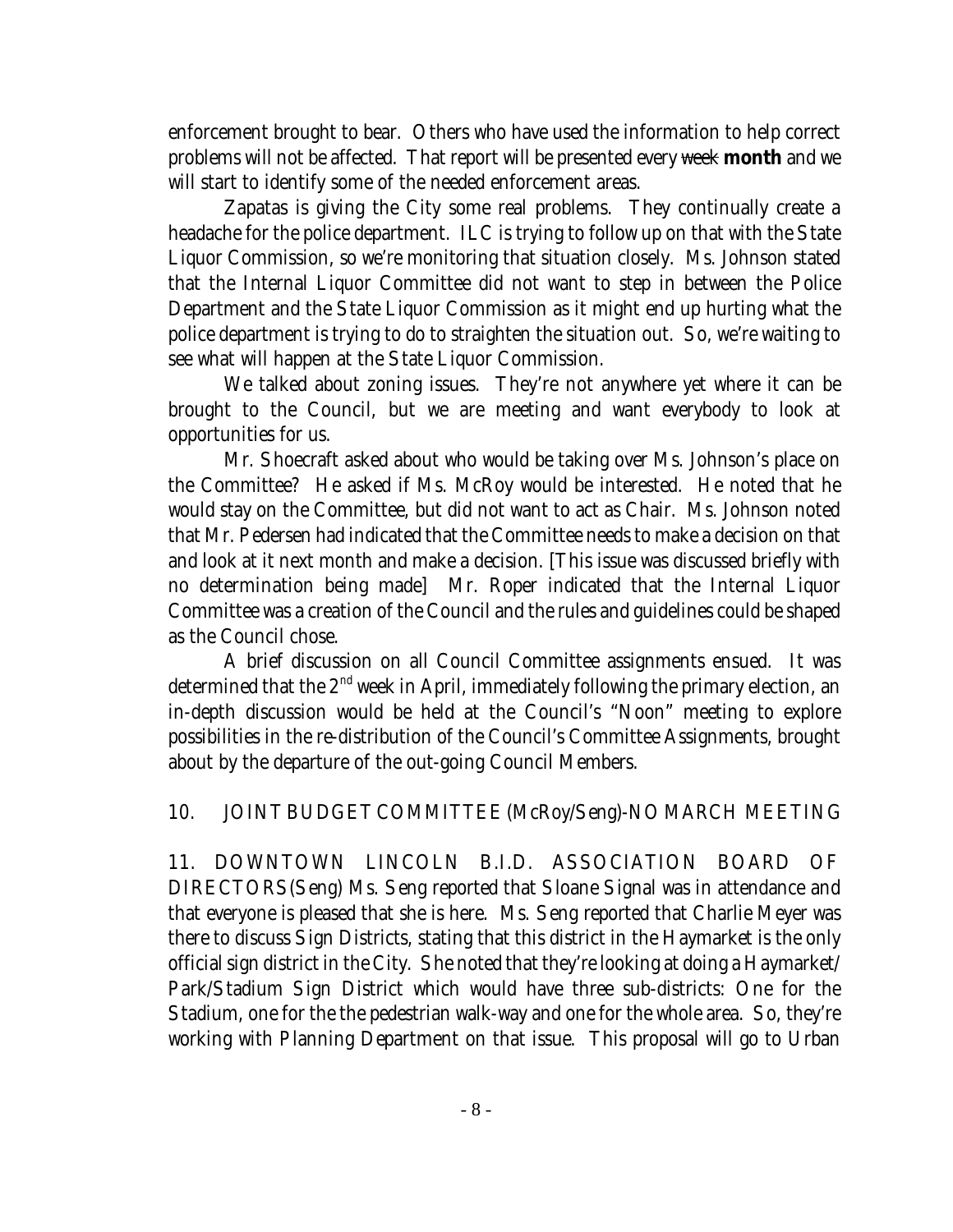enforcement brought to bear. Others who have used the information to help correct problems will not be affected. That report will be presented every ~~week~~ **month** and we will start to identify some of the needed enforcement areas.

Zapatas is giving the City some real problems. They continually create a headache for the police department. ILC is trying to follow up on that with the State Liquor Commission, so we're monitoring that situation closely. Ms. Johnson stated that the Internal Liquor Committee did not want to step in between the Police Department and the State Liquor Commission as it might end up hurting what the police department is trying to do to straighten the situation out. So, we're waiting to see what will happen at the State Liquor Commission.

We talked about zoning issues. They're not anywhere yet where it can be brought to the Council, but we are meeting and want everybody to look at opportunities for us.

Mr. Shoecraft asked about who would be taking over Ms. Johnson's place on the Committee? He asked if Ms. McRoy would be interested. He noted that he would stay on the Committee, but did not want to act as Chair. Ms. Johnson noted that Mr. Pedersen had indicated that the Committee needs to make a decision on that and look at it next month and make a decision. [This issue was discussed briefly with no determination being made] Mr. Roper indicated that the Internal Liquor Committee was a creation of the Council and the rules and guidelines could be shaped as the Council chose.

A brief discussion on all Council Committee assignments ensued. It was determined that the 2nd week in April, immediately following the primary election, an in-depth discussion would be held at the Council's "Noon" meeting to explore possibilities in the re-distribution of the Council's Committee Assignments, brought about by the departure of the out-going Council Members.

10. JOINT BUDGET COMMITTEE (McRoy/Seng)-NO MARCH MEETING

11. DOWNTOWN LINCOLN B.I.D. ASSOCIATION BOARD OF DIRECTORS (Seng) Ms. Seng reported that Sloane Signal was in attendance and that everyone is pleased that she is here. Ms. Seng reported that Charlie Meyer was there to discuss Sign Districts, stating that this district in the Haymarket is the only official sign district in the City. She noted that they're looking at doing a Haymarket/ Park/Stadium Sign District which would have three sub-districts: One for the Stadium, one for the the pedestrian walk-way and one for the whole area. So, they're working with Planning Department on that issue. This proposal will go to Urban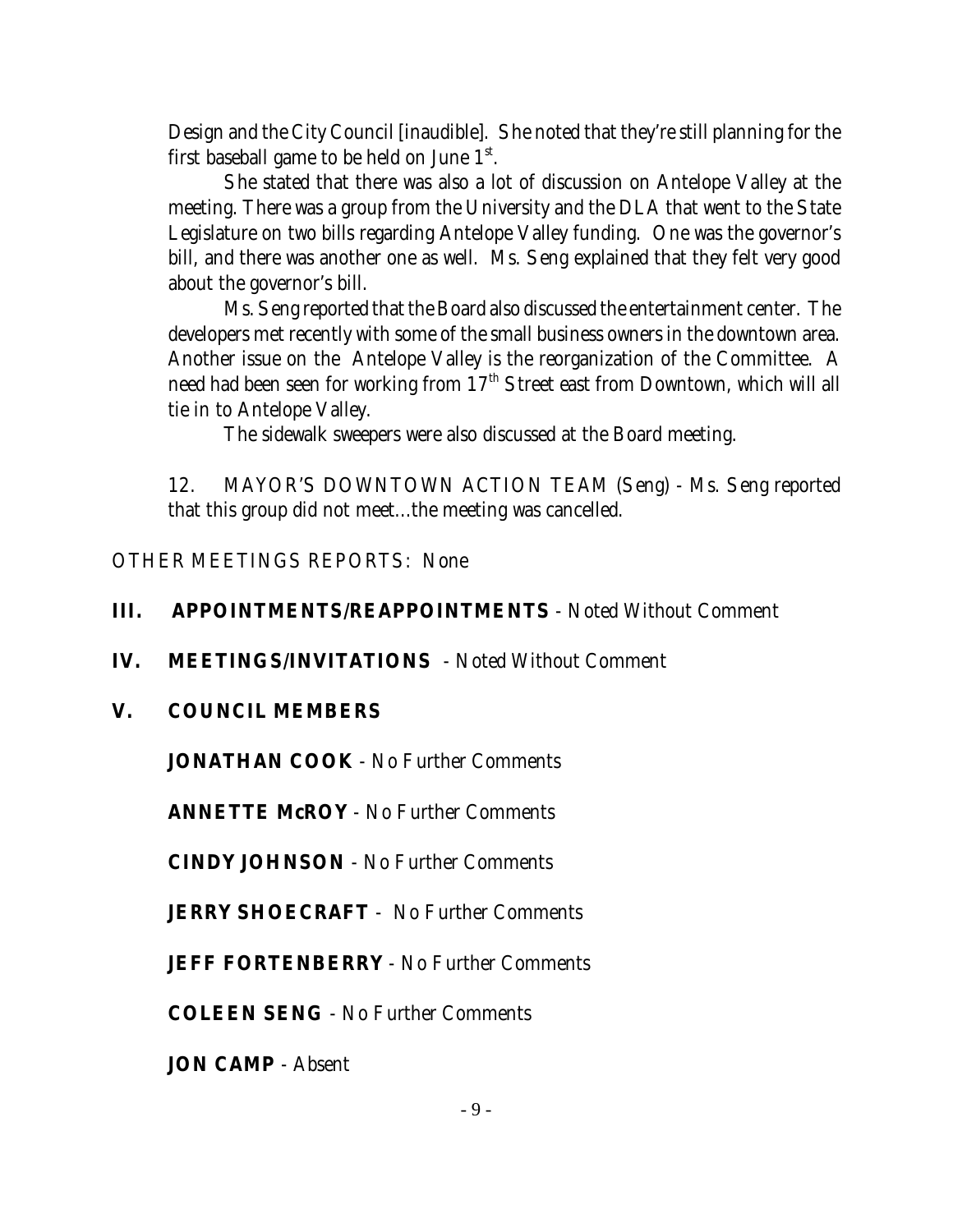Design and the City Council [inaudible]. She noted that they're still planning for the first baseball game to be held on June 1st.

She stated that there was also a lot of discussion on Antelope Valley at the meeting. There was a group from the University and the DLA that went to the State Legislature on two bills regarding Antelope Valley funding. One was the governor's bill, and there was another one as well. Ms. Seng explained that they felt very good about the governor's bill.

Ms. Seng reported that the Board also discussed the entertainment center. The developers met recently with some of the small business owners in the downtown area. Another issue on the Antelope Valley is the reorganization of the Committee. A need had been seen for working from 17th Street east from Downtown, which will all tie in to Antelope Valley.

The sidewalk sweepers were also discussed at the Board meeting.

12. MAYOR'S DOWNTOWN ACTION TEAM (Seng) - Ms. Seng reported that this group did not meet...the meeting was cancelled.

OTHER MEETINGS REPORTS: None

**III. APPOINTMENTS/REAPPOINTMENTS** - Noted Without Comment

**IV. MEETINGS/INVITATIONS** - Noted Without Comment

**V. COUNCIL MEMBERS**

**JONATHAN COOK** - No Further Comments

**ANNETTE McROY** - No Further Comments

**CINDY JOHNSON** - No Further Comments

**JERRY SHOECRAFT** - No Further Comments

**JEFF FORTENBERRY** - No Further Comments

**COLEEN SENG** - No Further Comments

**JON CAMP** - Absent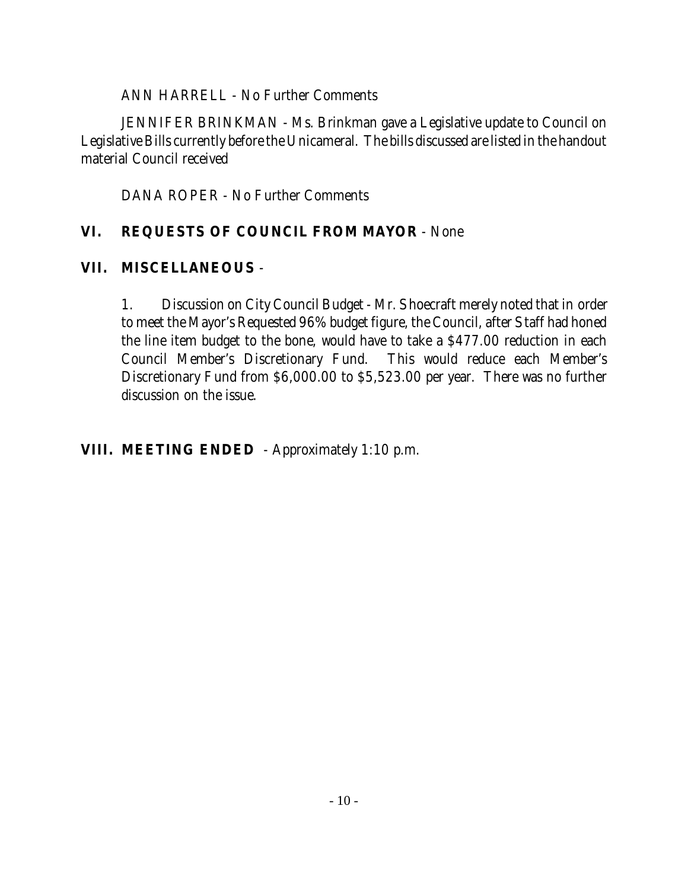ANN HARRELL - No Further Comments

JENNIFER BRINKMAN - Ms. Brinkman gave a Legislative update to Council on Legislative Bills currently before the Unicameral. The bills discussed are listed in the handout material Council received

DANA ROPER - No Further Comments

## VI. REQUESTS OF COUNCIL FROM MAYOR - None

## VII. MISCELLANEOUS -

1. Discussion on City Council Budget - Mr. Shoecraft merely noted that in order to meet the Mayor's Requested 96% budget figure, the Council, after Staff had honed the line item budget to the bone, would have to take a $477.00 reduction in each Council Member's Discretionary Fund. This would reduce each Member's Discretionary Fund from $6,000.00 to $5,523.00 per year. There was no further discussion on the issue.

## VIII. MEETING ENDED - Approximately 1:10 p.m.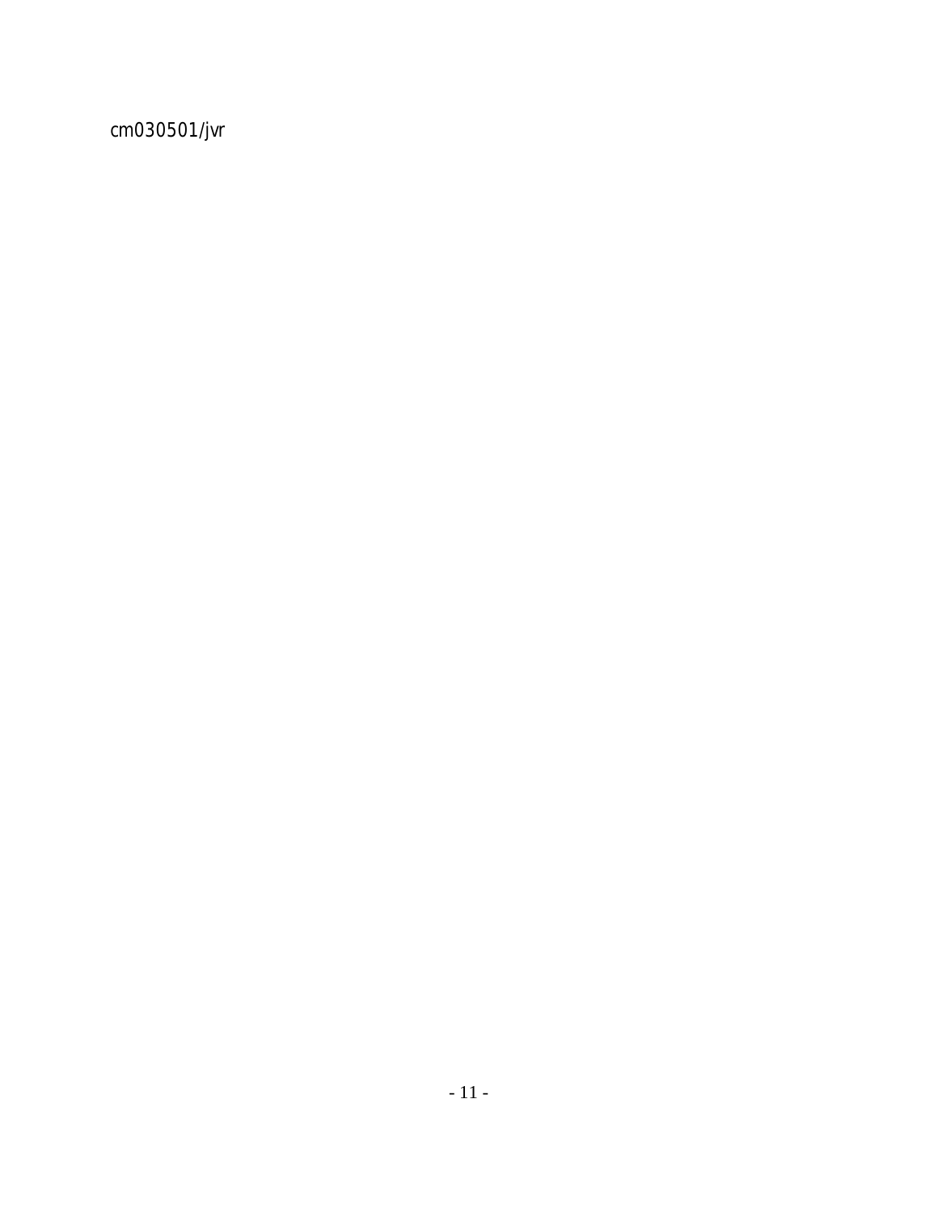cm030501/jvr